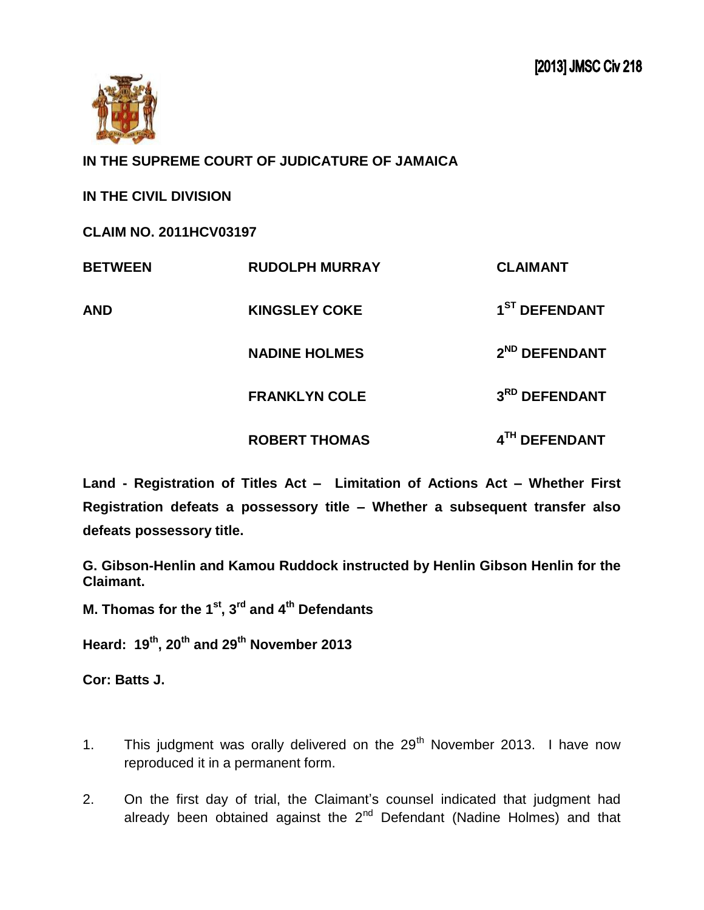[2013] JMSC Civ 218

**IN THE SUPREME COURT OF JUDICATURE OF JAMAICA**

**IN THE CIVIL DIVISION**

**CLAIM NO. 2011HCV03197**

| | | |
|---|---|---|
| **BETWEEN** | **RUDOLPH MURRAY** | **CLAIMANT** |
| **AND** | **KINGSLEY COKE** | **1ST DEFENDANT** |
| | **NADINE HOLMES** | **2ND DEFENDANT** |
| | **FRANKLYN COLE** | **3RD DEFENDANT** |
| | **ROBERT THOMAS** | **4TH DEFENDANT** |

**Land - Registration of Titles Act – Limitation of Actions Act – Whether First Registration defeats a possessory title – Whether a subsequent transfer also defeats possessory title.**

**G. Gibson-Henlin and Kamou Ruddock instructed by Henlin Gibson Henlin for the Claimant.**

**M. Thomas for the 1st, 3rd and 4th Defendants**

**Heard: 19th, 20th and 29th November 2013**

**Cor: Batts J.**

1. This judgment was orally delivered on the 29th November 2013. I have now reproduced it in a permanent form.

2. On the first day of trial, the Claimant's counsel indicated that judgment had already been obtained against the 2nd Defendant (Nadine Holmes) and that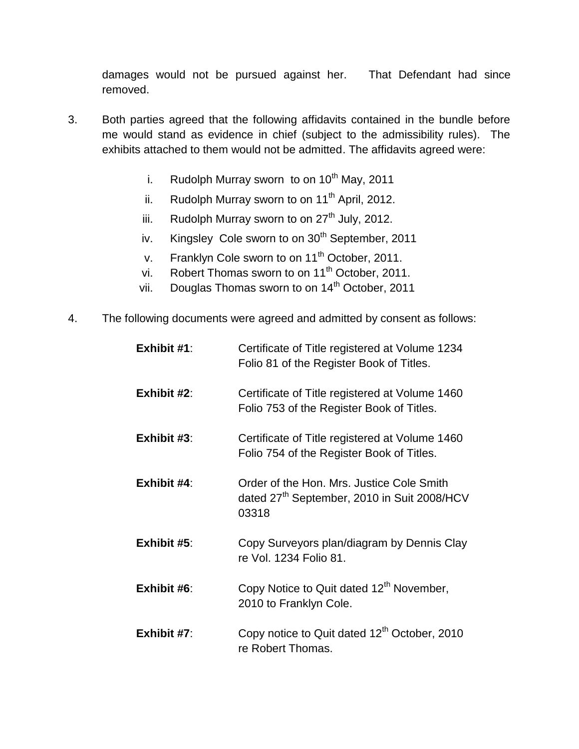damages would not be pursued against her. That Defendant had since removed.

3. Both parties agreed that the following affidavits contained in the bundle before me would stand as evidence in chief (subject to the admissibility rules). The exhibits attached to them would not be admitted. The affidavits agreed were:

   i. Rudolph Murray sworn to on 10th May, 2011
   ii. Rudolph Murray sworn to on 11th April, 2012.
   iii. Rudolph Murray sworn to on 27th July, 2012.
   iv. Kingsley Cole sworn to on 30th September, 2011
   v. Franklyn Cole sworn to on 11th October, 2011.
   vi. Robert Thomas sworn to on 11th October, 2011.
   vii. Douglas Thomas sworn to on 14th October, 2011

4. The following documents were agreed and admitted by consent as follows:

   **Exhibit #1**: Certificate of Title registered at Volume 1234 Folio 81 of the Register Book of Titles.

   **Exhibit #2**: Certificate of Title registered at Volume 1460 Folio 753 of the Register Book of Titles.

   **Exhibit #3**: Certificate of Title registered at Volume 1460 Folio 754 of the Register Book of Titles.

   **Exhibit #4**: Order of the Hon. Mrs. Justice Cole Smith dated 27th September, 2010 in Suit 2008/HCV 03318

   **Exhibit #5**: Copy Surveyors plan/diagram by Dennis Clay re Vol. 1234 Folio 81.

   **Exhibit #6**: Copy Notice to Quit dated 12th November, 2010 to Franklyn Cole.

   **Exhibit #7**: Copy notice to Quit dated 12th October, 2010 re Robert Thomas.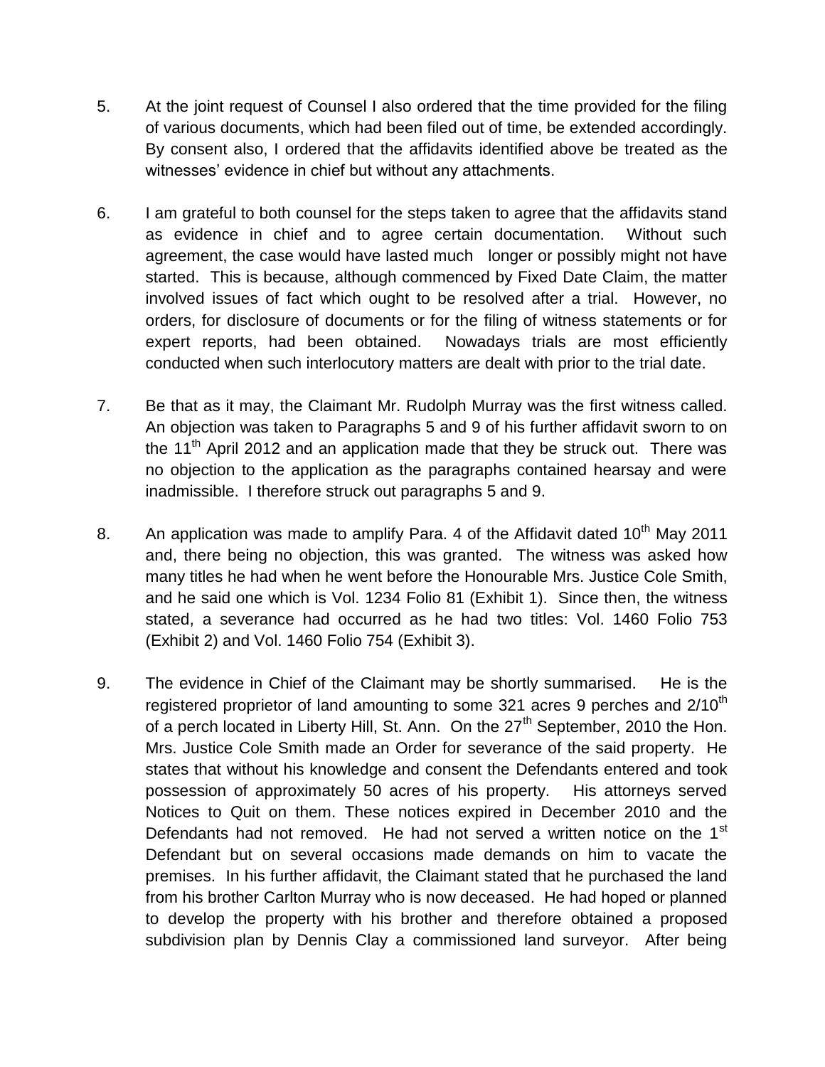5. At the joint request of Counsel I also ordered that the time provided for the filing of various documents, which had been filed out of time, be extended accordingly. By consent also, I ordered that the affidavits identified above be treated as the witnesses' evidence in chief but without any attachments.

6. I am grateful to both counsel for the steps taken to agree that the affidavits stand as evidence in chief and to agree certain documentation. Without such agreement, the case would have lasted much longer or possibly might not have started. This is because, although commenced by Fixed Date Claim, the matter involved issues of fact which ought to be resolved after a trial. However, no orders, for disclosure of documents or for the filing of witness statements or for expert reports, had been obtained. Nowadays trials are most efficiently conducted when such interlocutory matters are dealt with prior to the trial date.

7. Be that as it may, the Claimant Mr. Rudolph Murray was the first witness called. An objection was taken to Paragraphs 5 and 9 of his further affidavit sworn to on the 11th April 2012 and an application made that they be struck out. There was no objection to the application as the paragraphs contained hearsay and were inadmissible. I therefore struck out paragraphs 5 and 9.

8. An application was made to amplify Para. 4 of the Affidavit dated 10th May 2011 and, there being no objection, this was granted. The witness was asked how many titles he had when he went before the Honourable Mrs. Justice Cole Smith, and he said one which is Vol. 1234 Folio 81 (Exhibit 1). Since then, the witness stated, a severance had occurred as he had two titles: Vol. 1460 Folio 753 (Exhibit 2) and Vol. 1460 Folio 754 (Exhibit 3).

9. The evidence in Chief of the Claimant may be shortly summarised. He is the registered proprietor of land amounting to some 321 acres 9 perches and 2/10th of a perch located in Liberty Hill, St. Ann. On the 27th September, 2010 the Hon. Mrs. Justice Cole Smith made an Order for severance of the said property. He states that without his knowledge and consent the Defendants entered and took possession of approximately 50 acres of his property. His attorneys served Notices to Quit on them. These notices expired in December 2010 and the Defendants had not removed. He had not served a written notice on the 1st Defendant but on several occasions made demands on him to vacate the premises. In his further affidavit, the Claimant stated that he purchased the land from his brother Carlton Murray who is now deceased. He had hoped or planned to develop the property with his brother and therefore obtained a proposed subdivision plan by Dennis Clay a commissioned land surveyor. After being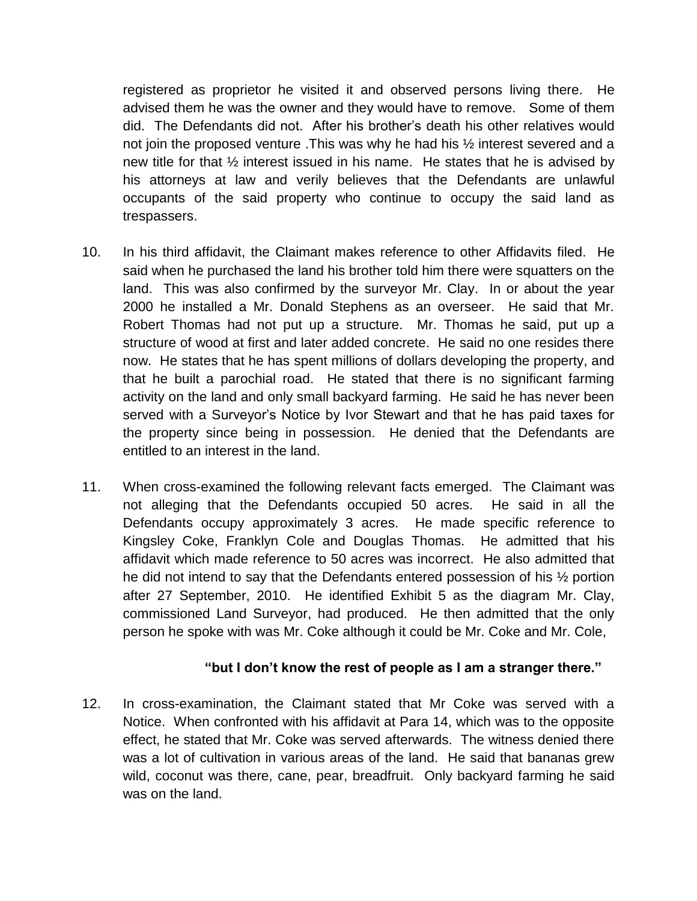registered as proprietor he visited it and observed persons living there. He advised them he was the owner and they would have to remove. Some of them did. The Defendants did not. After his brother's death his other relatives would not join the proposed venture .This was why he had his ½ interest severed and a new title for that ½ interest issued in his name. He states that he is advised by his attorneys at law and verily believes that the Defendants are unlawful occupants of the said property who continue to occupy the said land as trespassers.

10. In his third affidavit, the Claimant makes reference to other Affidavits filed. He said when he purchased the land his brother told him there were squatters on the land. This was also confirmed by the surveyor Mr. Clay. In or about the year 2000 he installed a Mr. Donald Stephens as an overseer. He said that Mr. Robert Thomas had not put up a structure. Mr. Thomas he said, put up a structure of wood at first and later added concrete. He said no one resides there now. He states that he has spent millions of dollars developing the property, and that he built a parochial road. He stated that there is no significant farming activity on the land and only small backyard farming. He said he has never been served with a Surveyor's Notice by Ivor Stewart and that he has paid taxes for the property since being in possession. He denied that the Defendants are entitled to an interest in the land.

11. When cross-examined the following relevant facts emerged. The Claimant was not alleging that the Defendants occupied 50 acres. He said in all the Defendants occupy approximately 3 acres. He made specific reference to Kingsley Coke, Franklyn Cole and Douglas Thomas. He admitted that his affidavit which made reference to 50 acres was incorrect. He also admitted that he did not intend to say that the Defendants entered possession of his ½ portion after 27 September, 2010. He identified Exhibit 5 as the diagram Mr. Clay, commissioned Land Surveyor, had produced. He then admitted that the only person he spoke with was Mr. Coke although it could be Mr. Coke and Mr. Cole,

> **"but I don't know the rest of people as I am a stranger there."**

12. In cross-examination, the Claimant stated that Mr Coke was served with a Notice. When confronted with his affidavit at Para 14, which was to the opposite effect, he stated that Mr. Coke was served afterwards. The witness denied there was a lot of cultivation in various areas of the land. He said that bananas grew wild, coconut was there, cane, pear, breadfruit. Only backyard farming he said was on the land.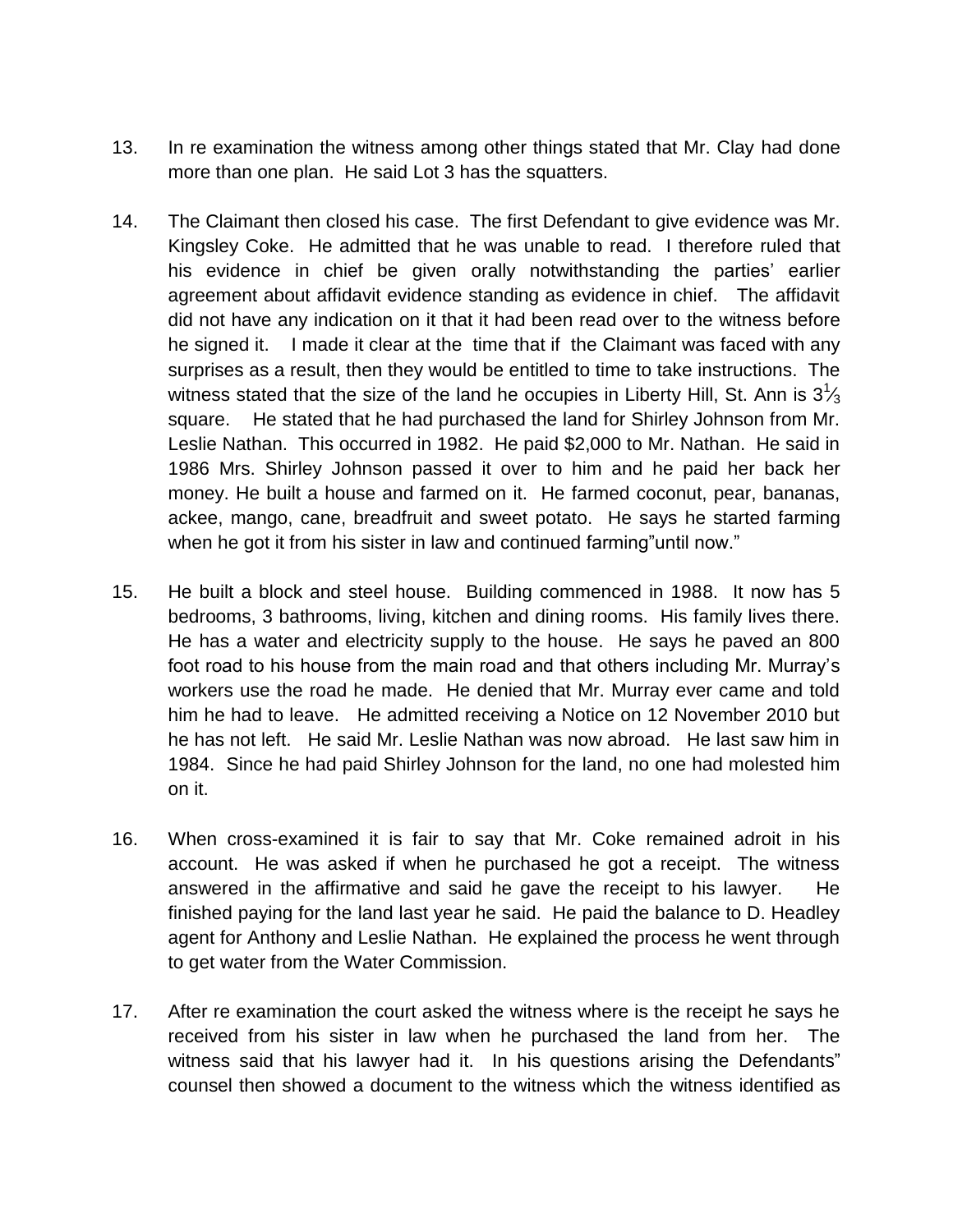13. In re examination the witness among other things stated that Mr. Clay had done more than one plan. He said Lot 3 has the squatters.

14. The Claimant then closed his case. The first Defendant to give evidence was Mr. Kingsley Coke. He admitted that he was unable to read. I therefore ruled that his evidence in chief be given orally notwithstanding the parties' earlier agreement about affidavit evidence standing as evidence in chief. The affidavit did not have any indication on it that it had been read over to the witness before he signed it. I made it clear at the time that if the Claimant was faced with any surprises as a result, then they would be entitled to time to take instructions. The witness stated that the size of the land he occupies in Liberty Hill, St. Ann is $3\frac{1}{3}$ square. He stated that he had purchased the land for Shirley Johnson from Mr. Leslie Nathan. This occurred in 1982. He paid $2,000 to Mr. Nathan. He said in 1986 Mrs. Shirley Johnson passed it over to him and he paid her back her money. He built a house and farmed on it. He farmed coconut, pear, bananas, ackee, mango, cane, breadfruit and sweet potato. He says he started farming when he got it from his sister in law and continued farming"until now."

15. He built a block and steel house. Building commenced in 1988. It now has 5 bedrooms, 3 bathrooms, living, kitchen and dining rooms. His family lives there. He has a water and electricity supply to the house. He says he paved an 800 foot road to his house from the main road and that others including Mr. Murray's workers use the road he made. He denied that Mr. Murray ever came and told him he had to leave. He admitted receiving a Notice on 12 November 2010 but he has not left. He said Mr. Leslie Nathan was now abroad. He last saw him in 1984. Since he had paid Shirley Johnson for the land, no one had molested him on it.

16. When cross-examined it is fair to say that Mr. Coke remained adroit in his account. He was asked if when he purchased he got a receipt. The witness answered in the affirmative and said he gave the receipt to his lawyer. He finished paying for the land last year he said. He paid the balance to D. Headley agent for Anthony and Leslie Nathan. He explained the process he went through to get water from the Water Commission.

17. After re examination the court asked the witness where is the receipt he says he received from his sister in law when he purchased the land from her. The witness said that his lawyer had it. In his questions arising the Defendants" counsel then showed a document to the witness which the witness identified as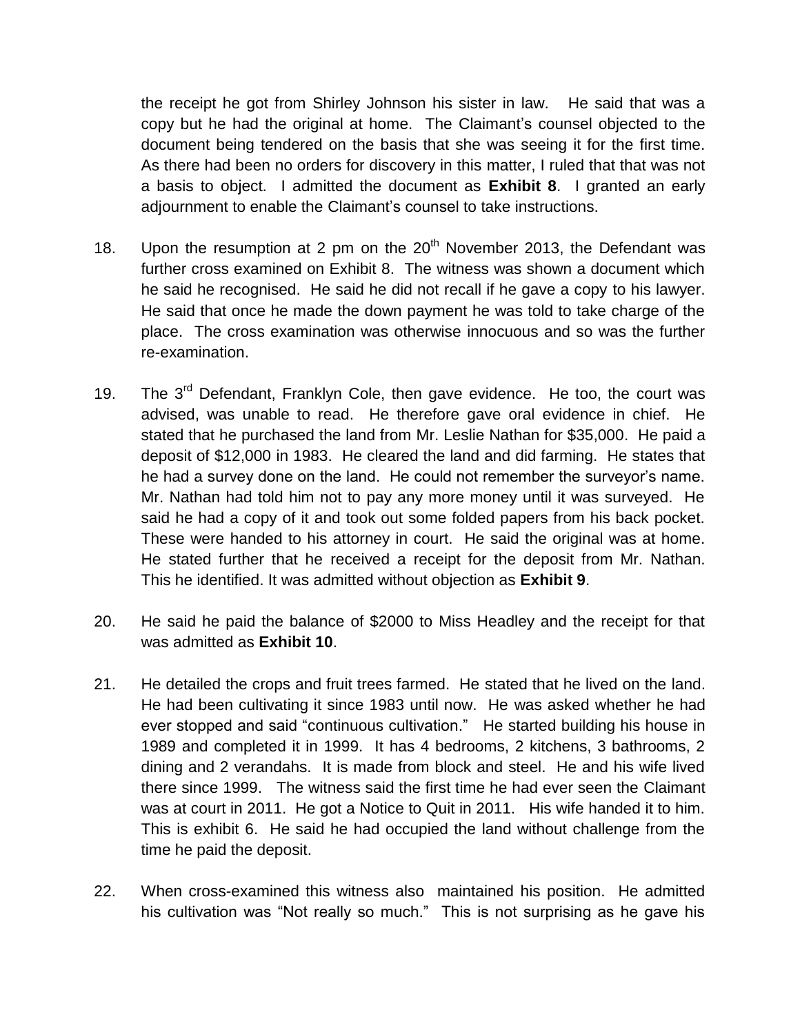the receipt he got from Shirley Johnson his sister in law. He said that was a copy but he had the original at home. The Claimant's counsel objected to the document being tendered on the basis that she was seeing it for the first time. As there had been no orders for discovery in this matter, I ruled that that was not a basis to object. I admitted the document as **Exhibit 8**. I granted an early adjournment to enable the Claimant's counsel to take instructions.

18. Upon the resumption at 2 pm on the 20th November 2013, the Defendant was further cross examined on Exhibit 8. The witness was shown a document which he said he recognised. He said he did not recall if he gave a copy to his lawyer. He said that once he made the down payment he was told to take charge of the place. The cross examination was otherwise innocuous and so was the further re-examination.

19. The 3rd Defendant, Franklyn Cole, then gave evidence. He too, the court was advised, was unable to read. He therefore gave oral evidence in chief. He stated that he purchased the land from Mr. Leslie Nathan for $35,000. He paid a deposit of $12,000 in 1983. He cleared the land and did farming. He states that he had a survey done on the land. He could not remember the surveyor's name. Mr. Nathan had told him not to pay any more money until it was surveyed. He said he had a copy of it and took out some folded papers from his back pocket. These were handed to his attorney in court. He said the original was at home. He stated further that he received a receipt for the deposit from Mr. Nathan. This he identified. It was admitted without objection as **Exhibit 9**.

20. He said he paid the balance of $2000 to Miss Headley and the receipt for that was admitted as **Exhibit 10**.

21. He detailed the crops and fruit trees farmed. He stated that he lived on the land. He had been cultivating it since 1983 until now. He was asked whether he had ever stopped and said "continuous cultivation." He started building his house in 1989 and completed it in 1999. It has 4 bedrooms, 2 kitchens, 3 bathrooms, 2 dining and 2 verandahs. It is made from block and steel. He and his wife lived there since 1999. The witness said the first time he had ever seen the Claimant was at court in 2011. He got a Notice to Quit in 2011. His wife handed it to him. This is exhibit 6. He said he had occupied the land without challenge from the time he paid the deposit.

22. When cross-examined this witness also maintained his position. He admitted his cultivation was "Not really so much." This is not surprising as he gave his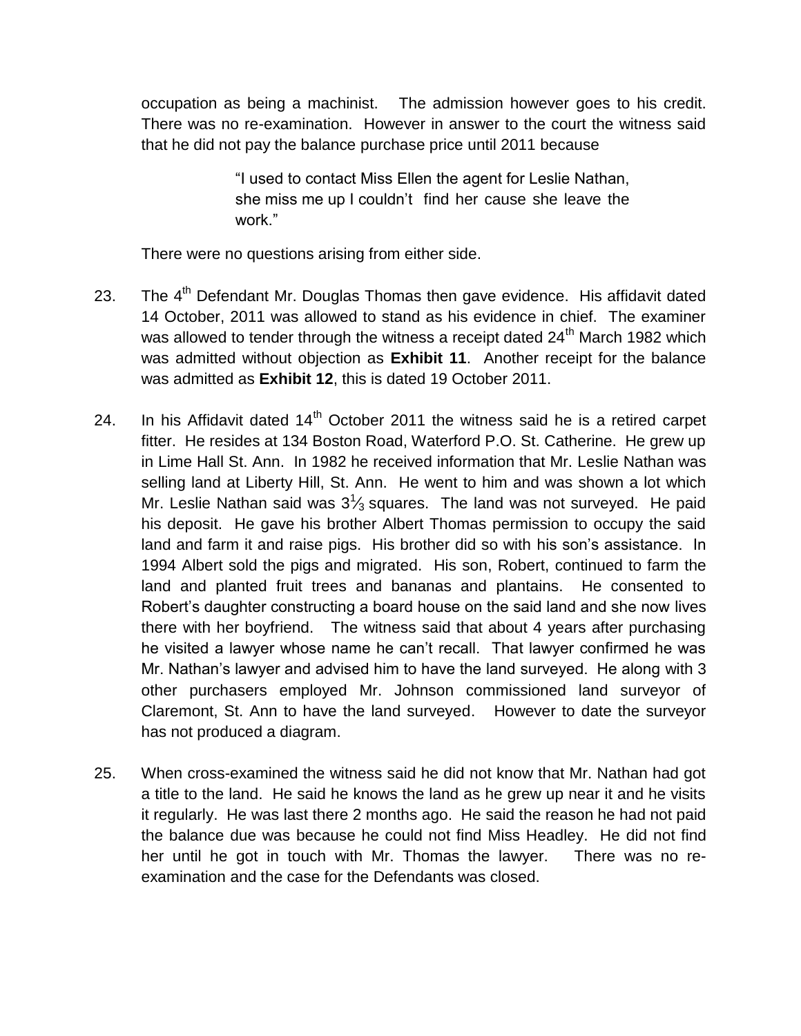occupation as being a machinist. The admission however goes to his credit. There was no re-examination. However in answer to the court the witness said that he did not pay the balance purchase price until 2011 because

> "I used to contact Miss Ellen the agent for Leslie Nathan, she miss me up I couldn't find her cause she leave the work."

There were no questions arising from either side.

23. The 4th Defendant Mr. Douglas Thomas then gave evidence. His affidavit dated 14 October, 2011 was allowed to stand as his evidence in chief. The examiner was allowed to tender through the witness a receipt dated 24th March 1982 which was admitted without objection as **Exhibit 11**. Another receipt for the balance was admitted as **Exhibit 12**, this is dated 19 October 2011.

24. In his Affidavit dated 14th October 2011 the witness said he is a retired carpet fitter. He resides at 134 Boston Road, Waterford P.O. St. Catherine. He grew up in Lime Hall St. Ann. In 1982 he received information that Mr. Leslie Nathan was selling land at Liberty Hill, St. Ann. He went to him and was shown a lot which Mr. Leslie Nathan said was $3\frac{1}{3}$ squares. The land was not surveyed. He paid his deposit. He gave his brother Albert Thomas permission to occupy the said land and farm it and raise pigs. His brother did so with his son's assistance. In 1994 Albert sold the pigs and migrated. His son, Robert, continued to farm the land and planted fruit trees and bananas and plantains. He consented to Robert's daughter constructing a board house on the said land and she now lives there with her boyfriend. The witness said that about 4 years after purchasing he visited a lawyer whose name he can't recall. That lawyer confirmed he was Mr. Nathan's lawyer and advised him to have the land surveyed. He along with 3 other purchasers employed Mr. Johnson commissioned land surveyor of Claremont, St. Ann to have the land surveyed. However to date the surveyor has not produced a diagram.

25. When cross-examined the witness said he did not know that Mr. Nathan had got a title to the land. He said he knows the land as he grew up near it and he visits it regularly. He was last there 2 months ago. He said the reason he had not paid the balance due was because he could not find Miss Headley. He did not find her until he got in touch with Mr. Thomas the lawyer. There was no re-examination and the case for the Defendants was closed.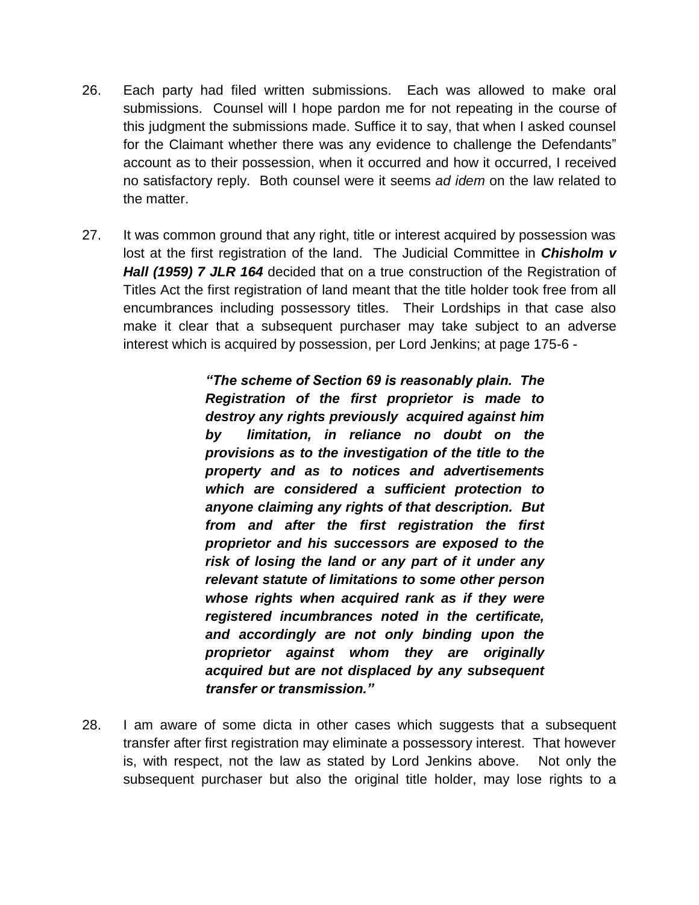26. Each party had filed written submissions. Each was allowed to make oral submissions. Counsel will I hope pardon me for not repeating in the course of this judgment the submissions made. Suffice it to say, that when I asked counsel for the Claimant whether there was any evidence to challenge the Defendants" account as to their possession, when it occurred and how it occurred, I received no satisfactory reply. Both counsel were it seems *ad idem* on the law related to the matter.

27. It was common ground that any right, title or interest acquired by possession was lost at the first registration of the land. The Judicial Committee in ***Chisholm v Hall (1959) 7 JLR 164*** decided that on a true construction of the Registration of Titles Act the first registration of land meant that the title holder took free from all encumbrances including possessory titles. Their Lordships in that case also make it clear that a subsequent purchaser may take subject to an adverse interest which is acquired by possession, per Lord Jenkins; at page 175-6 -

> ***"The scheme of Section 69 is reasonably plain. The Registration of the first proprietor is made to destroy any rights previously acquired against him by limitation, in reliance no doubt on the provisions as to the investigation of the title to the property and as to notices and advertisements which are considered a sufficient protection to anyone claiming any rights of that description. But from and after the first registration the first proprietor and his successors are exposed to the risk of losing the land or any part of it under any relevant statute of limitations to some other person whose rights when acquired rank as if they were registered incumbrances noted in the certificate, and accordingly are not only binding upon the proprietor against whom they are originally acquired but are not displaced by any subsequent transfer or transmission."***

28. I am aware of some dicta in other cases which suggests that a subsequent transfer after first registration may eliminate a possessory interest. That however is, with respect, not the law as stated by Lord Jenkins above. Not only the subsequent purchaser but also the original title holder, may lose rights to a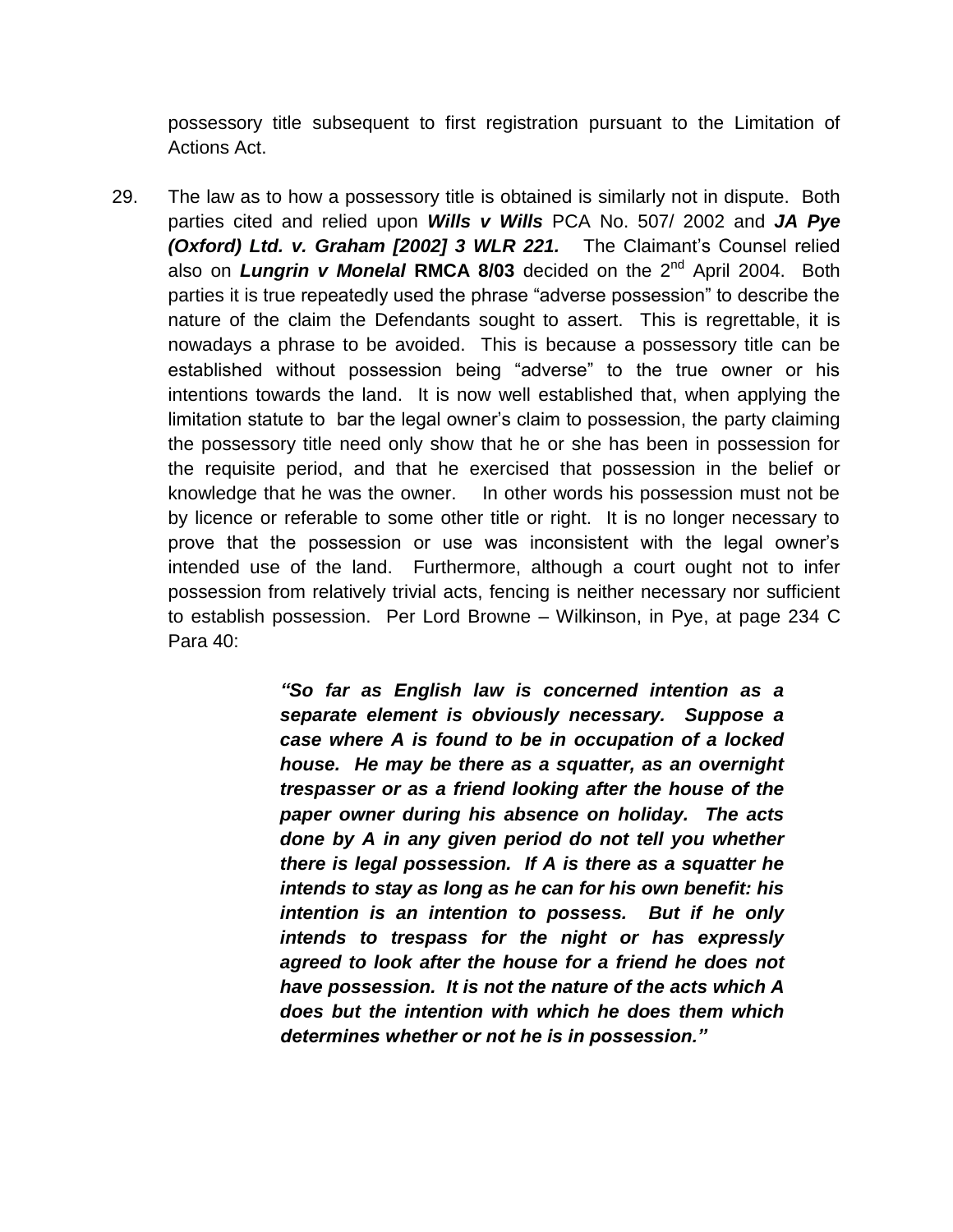possessory title subsequent to first registration pursuant to the Limitation of Actions Act.

29. The law as to how a possessory title is obtained is similarly not in dispute. Both parties cited and relied upon ***Wills v Wills*** PCA No. 507/ 2002 and ***JA Pye (Oxford) Ltd. v. Graham [2002] 3 WLR 221.*** The Claimant's Counsel relied also on ***Lungrin v Monelal*** **RMCA 8/03** decided on the 2nd April 2004. Both parties it is true repeatedly used the phrase "adverse possession" to describe the nature of the claim the Defendants sought to assert. This is regrettable, it is nowadays a phrase to be avoided. This is because a possessory title can be established without possession being "adverse" to the true owner or his intentions towards the land. It is now well established that, when applying the limitation statute to bar the legal owner's claim to possession, the party claiming the possessory title need only show that he or she has been in possession for the requisite period, and that he exercised that possession in the belief or knowledge that he was the owner. In other words his possession must not be by licence or referable to some other title or right. It is no longer necessary to prove that the possession or use was inconsistent with the legal owner's intended use of the land. Furthermore, although a court ought not to infer possession from relatively trivial acts, fencing is neither necessary nor sufficient to establish possession. Per Lord Browne – Wilkinson, in Pye, at page 234 C Para 40:

> ***"So far as English law is concerned intention as a separate element is obviously necessary. Suppose a case where A is found to be in occupation of a locked house. He may be there as a squatter, as an overnight trespasser or as a friend looking after the house of the paper owner during his absence on holiday. The acts done by A in any given period do not tell you whether there is legal possession. If A is there as a squatter he intends to stay as long as he can for his own benefit: his intention is an intention to possess. But if he only intends to trespass for the night or has expressly agreed to look after the house for a friend he does not have possession. It is not the nature of the acts which A does but the intention with which he does them which determines whether or not he is in possession."***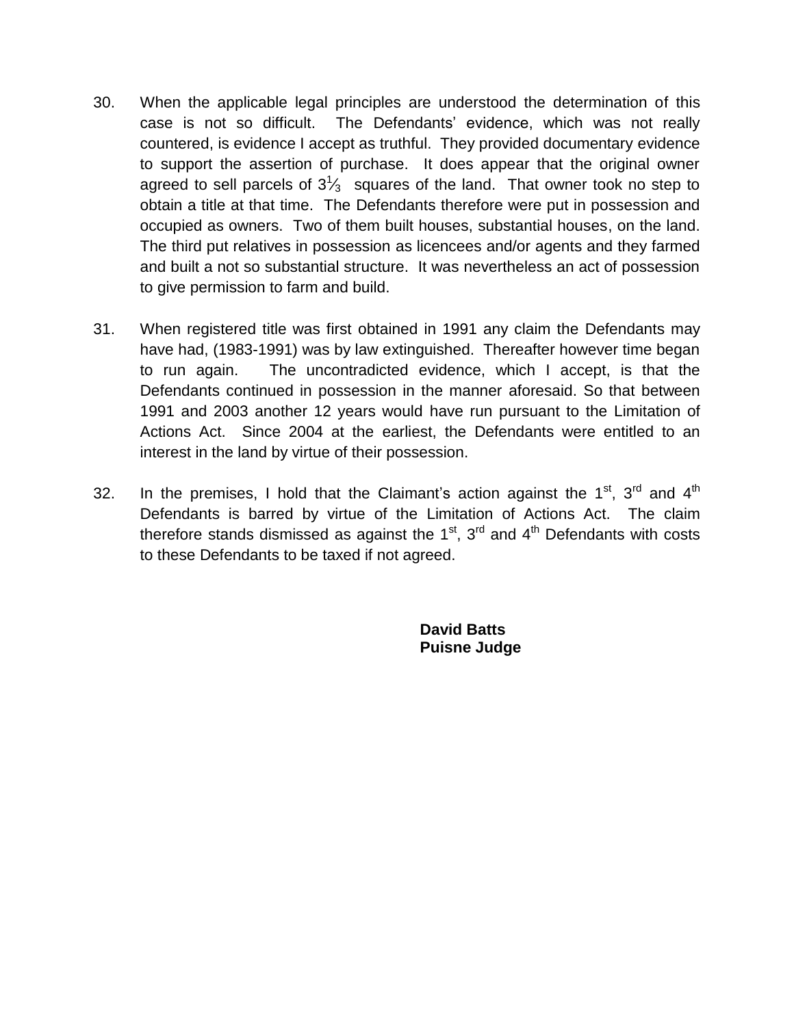30. When the applicable legal principles are understood the determination of this case is not so difficult. The Defendants' evidence, which was not really countered, is evidence I accept as truthful. They provided documentary evidence to support the assertion of purchase. It does appear that the original owner agreed to sell parcels of $3\frac{1}{3}$ squares of the land. That owner took no step to obtain a title at that time. The Defendants therefore were put in possession and occupied as owners. Two of them built houses, substantial houses, on the land. The third put relatives in possession as licencees and/or agents and they farmed and built a not so substantial structure. It was nevertheless an act of possession to give permission to farm and build.

31. When registered title was first obtained in 1991 any claim the Defendants may have had, (1983-1991) was by law extinguished. Thereafter however time began to run again. The uncontradicted evidence, which I accept, is that the Defendants continued in possession in the manner aforesaid. So that between 1991 and 2003 another 12 years would have run pursuant to the Limitation of Actions Act. Since 2004 at the earliest, the Defendants were entitled to an interest in the land by virtue of their possession.

32. In the premises, I hold that the Claimant's action against the 1st, 3rd and 4th Defendants is barred by virtue of the Limitation of Actions Act. The claim therefore stands dismissed as against the 1st, 3rd and 4th Defendants with costs to these Defendants to be taxed if not agreed.

**David Batts**
**Puisne Judge**